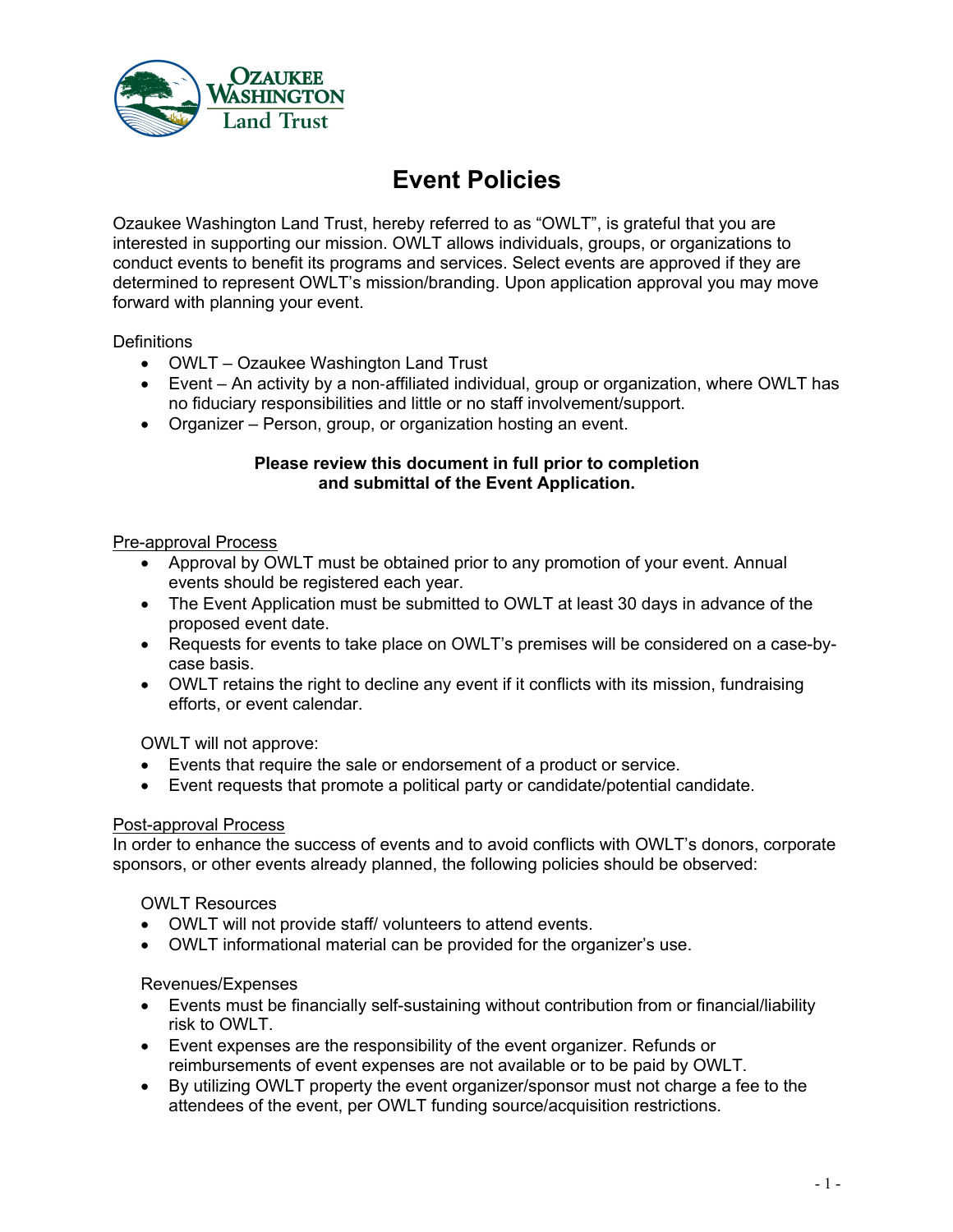# Event Policies

Ozaukee Washington Land Trust, hereby referred to as "OWLT", is grateful that you are interested in supporting our mission. OWLT allows individuals, groups, or organizations to conduct events to benefit its programs and services. Select events are approved if they are determined to represent OWLT's mission/branding. Upon application approval you may move forward with planning your event.

Definitions

- OWLT – Ozaukee Washington Land Trust
- Event – An activity by a non-affiliated individual, group or organization, where OWLT has no fiduciary responsibilities and little or no staff involvement/support.
- Organizer – Person, group, or organization hosting an event.

**Please review this document in full prior to completion and submittal of the Event Application.**

## Pre-approval Process

- Approval by OWLT must be obtained prior to any promotion of your event. Annual events should be registered each year.
- The Event Application must be submitted to OWLT at least 30 days in advance of the proposed event date.
- Requests for events to take place on OWLT's premises will be considered on a case-by-case basis.
- OWLT retains the right to decline any event if it conflicts with its mission, fundraising efforts, or event calendar.

OWLT will not approve:

- Events that require the sale or endorsement of a product or service.
- Event requests that promote a political party or candidate/potential candidate.

## Post-approval Process

In order to enhance the success of events and to avoid conflicts with OWLT's donors, corporate sponsors, or other events already planned, the following policies should be observed:

### OWLT Resources

- OWLT will not provide staff/ volunteers to attend events.
- OWLT informational material can be provided for the organizer's use.

### Revenues/Expenses

- Events must be financially self-sustaining without contribution from or financial/liability risk to OWLT.
- Event expenses are the responsibility of the event organizer. Refunds or reimbursements of event expenses are not available or to be paid by OWLT.
- By utilizing OWLT property the event organizer/sponsor must not charge a fee to the attendees of the event, per OWLT funding source/acquisition restrictions.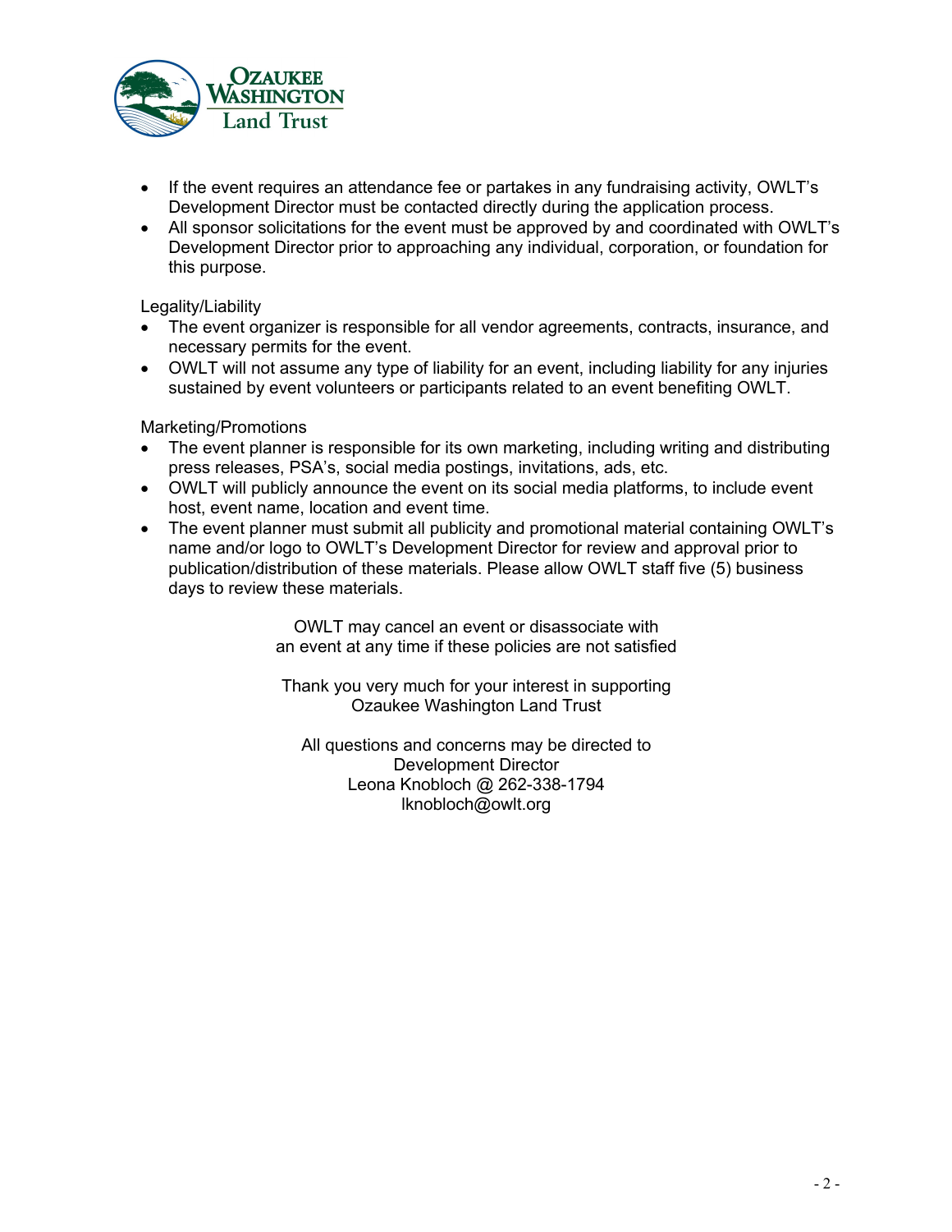- If the event requires an attendance fee or partakes in any fundraising activity, OWLT's Development Director must be contacted directly during the application process.
- All sponsor solicitations for the event must be approved by and coordinated with OWLT's Development Director prior to approaching any individual, corporation, or foundation for this purpose.

Legality/Liability

- The event organizer is responsible for all vendor agreements, contracts, insurance, and necessary permits for the event.
- OWLT will not assume any type of liability for an event, including liability for any injuries sustained by event volunteers or participants related to an event benefiting OWLT.

Marketing/Promotions

- The event planner is responsible for its own marketing, including writing and distributing press releases, PSA's, social media postings, invitations, ads, etc.
- OWLT will publicly announce the event on its social media platforms, to include event host, event name, location and event time.
- The event planner must submit all publicity and promotional material containing OWLT's name and/or logo to OWLT's Development Director for review and approval prior to publication/distribution of these materials. Please allow OWLT staff five (5) business days to review these materials.

OWLT may cancel an event or disassociate with an event at any time if these policies are not satisfied

Thank you very much for your interest in supporting Ozaukee Washington Land Trust

All questions and concerns may be directed to
Development Director
Leona Knobloch @ 262-338-1794
lknobloch@owlt.org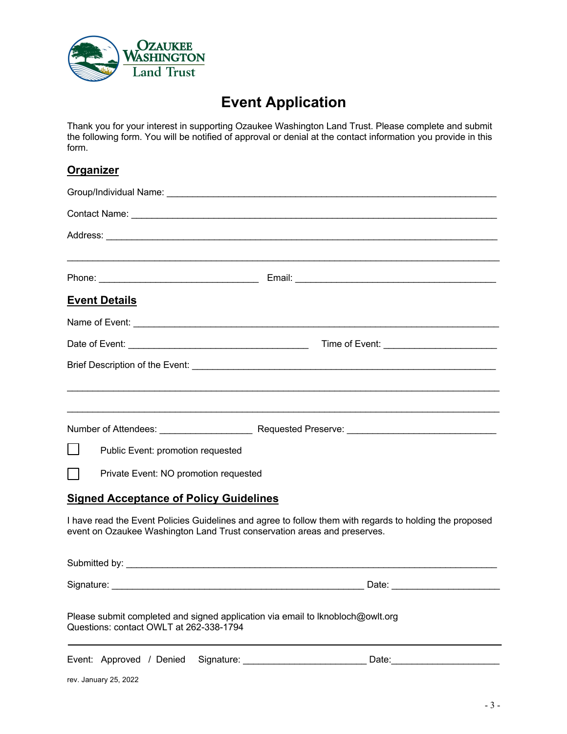# Event Application

Thank you for your interest in supporting Ozaukee Washington Land Trust. Please complete and submit the following form. You will be notified of approval or denial at the contact information you provide in this form.

## Organizer

Group/Individual Name: ____________________________________________

Contact Name: ____________________________________________

Address: ____________________________________________

____________________________________________

Phone: ______________________ Email: ______________________

## Event Details

Name of Event: ____________________________________________

Date of Event: ______________________ Time of Event: ______________________

Brief Description of the Event: ____________________________________________

____________________________________________

____________________________________________

Number of Attendees: ______________ Requested Preserve: ______________________

☐ Public Event: promotion requested

☐ Private Event: NO promotion requested

## Signed Acceptance of Policy Guidelines

I have read the Event Policies Guidelines and agree to follow them with regards to holding the proposed event on Ozaukee Washington Land Trust conservation areas and preserves.

Submitted by: ____________________________________________

Signature: ______________________________ Date: ______________

Please submit completed and signed application via email to lknobloch@owlt.org
Questions: contact OWLT at 262-338-1794

---

Event: Approved / Denied Signature: ______________________ Date: ______________

rev. January 25, 2022